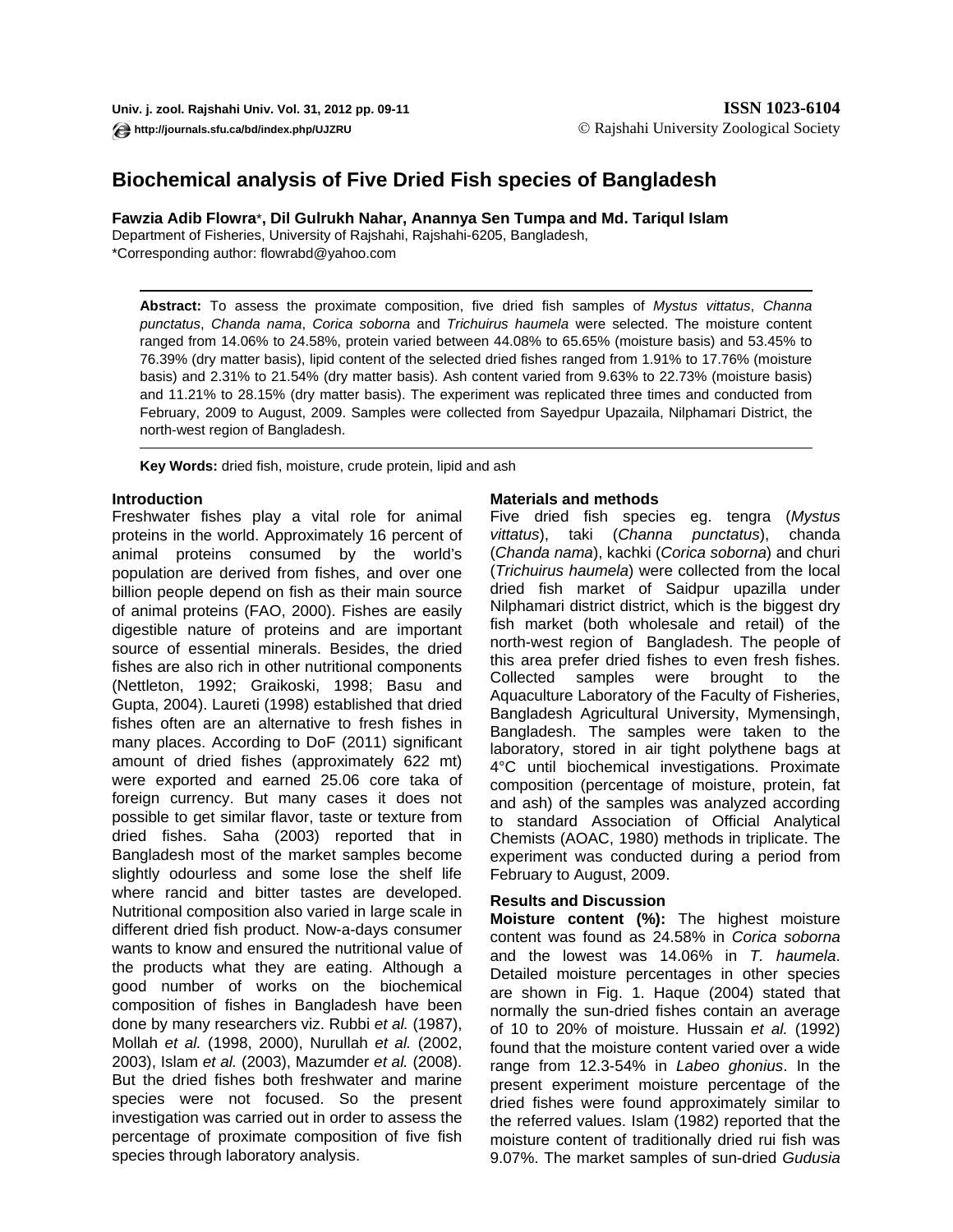# Biochemical analysis of Five Dried Fish species of Bangladesh

**Fawzia Adib Flowra\*, Dil Gulrukh Nahar, Anannya Sen Tumpa and Md. Tariqul Islam**

Department of Fisheries, University of Rajshahi, Rajshahi-6205, Bangladesh,

\*Corresponding author: flowrabd@yahoo.com

**Abstract:** To assess the proximate composition, five dried fish samples of *Mystus vittatus*, *Channa punctatus*, *Chanda nama*, *Corica soborna* and *Trichuirus haumela* were selected. The moisture content ranged from 14.06% to 24.58%, protein varied between 44.08% to 65.65% (moisture basis) and 53.45% to 76.39% (dry matter basis), lipid content of the selected dried fishes ranged from 1.91% to 17.76% (moisture basis) and 2.31% to 21.54% (dry matter basis). Ash content varied from 9.63% to 22.73% (moisture basis) and 11.21% to 28.15% (dry matter basis). The experiment was replicated three times and conducted from February, 2009 to August, 2009. Samples were collected from Sayedpur Upazaila, Nilphamari District, the north-west region of Bangladesh.

**Key Words:** dried fish, moisture, crude protein, lipid and ash

## Introduction

Freshwater fishes play a vital role for animal proteins in the world. Approximately 16 percent of animal proteins consumed by the world's population are derived from fishes, and over one billion people depend on fish as their main source of animal proteins (FAO, 2000). Fishes are easily digestible nature of proteins and are important source of essential minerals. Besides, the dried fishes are also rich in other nutritional components (Nettleton, 1992; Graikoski, 1998; Basu and Gupta, 2004). Laureti (1998) established that dried fishes often are an alternative to fresh fishes in many places. According to DoF (2011) significant amount of dried fishes (approximately 622 mt) were exported and earned 25.06 core taka of foreign currency. But many cases it does not possible to get similar flavor, taste or texture from dried fishes. Saha (2003) reported that in Bangladesh most of the market samples become slightly odourless and some lose the shelf life where rancid and bitter tastes are developed. Nutritional composition also varied in large scale in different dried fish product. Now-a-days consumer wants to know and ensured the nutritional value of the products what they are eating. Although a good number of works on the biochemical composition of fishes in Bangladesh have been done by many researchers viz. Rubbi *et al.* (1987), Mollah *et al.* (1998, 2000), Nurullah *et al.* (2002, 2003), Islam *et al.* (2003), Mazumder *et al.* (2008). But the dried fishes both freshwater and marine species were not focused. So the present investigation was carried out in order to assess the percentage of proximate composition of five fish species through laboratory analysis.

## Materials and methods

Five dried fish species eg. tengra (*Mystus vittatus*), taki (*Channa punctatus*), chanda (*Chanda nama*), kachki (*Corica soborna*) and churi (*Trichuirus haumela*) were collected from the local dried fish market of Saidpur upazilla under Nilphamari district district, which is the biggest dry fish market (both wholesale and retail) of the north-west region of Bangladesh. The people of this area prefer dried fishes to even fresh fishes. Collected samples were brought to the Aquaculture Laboratory of the Faculty of Fisheries, Bangladesh Agricultural University, Mymensingh, Bangladesh. The samples were taken to the laboratory, stored in air tight polythene bags at 4°C until biochemical investigations. Proximate composition (percentage of moisture, protein, fat and ash) of the samples was analyzed according to standard Association of Official Analytical Chemists (AOAC, 1980) methods in triplicate. The experiment was conducted during a period from February to August, 2009.

## Results and Discussion

**Moisture content (%):** The highest moisture content was found as 24.58% in *Corica soborna* and the lowest was 14.06% in *T. haumela*. Detailed moisture percentages in other species are shown in Fig. 1. Haque (2004) stated that normally the sun-dried fishes contain an average of 10 to 20% of moisture. Hussain *et al.* (1992) found that the moisture content varied over a wide range from 12.3-54% in *Labeo ghonius*. In the present experiment moisture percentage of the dried fishes were found approximately similar to the referred values. Islam (1982) reported that the moisture content of traditionally dried rui fish was 9.07%. The market samples of sun-dried *Gudusia*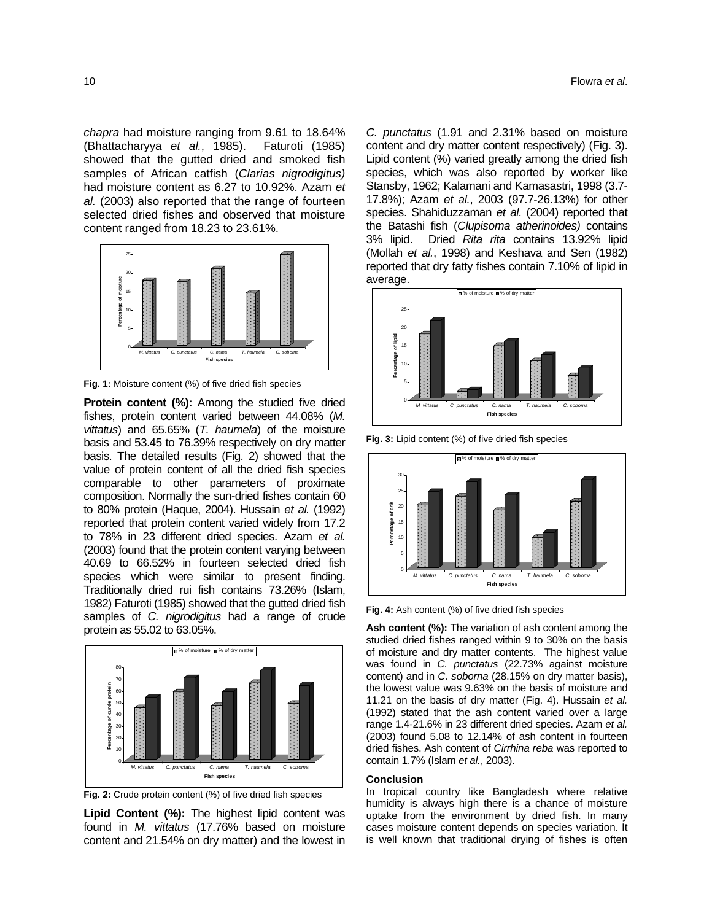*chapra* had moisture ranging from 9.61 to 18.64% (Bhattacharyya *et al.*, 1985). Faturoti (1985) showed that the gutted dried and smoked fish samples of African catfish (*Clarias nigrodigitus)* had moisture content as 6.27 to 10.92%. Azam *et al.* (2003) also reported that the range of fourteen selected dried fishes and observed that moisture content ranged from 18.23 to 23.61%.

**Fig. 1:** Moisture content (%) of five dried fish species

**Protein content (%):** Among the studied five dried fishes, protein content varied between 44.08% (*M. vittatus*) and 65.65% (*T. haumela*) of the moisture basis and 53.45 to 76.39% respectively on dry matter basis. The detailed results (Fig. 2) showed that the value of protein content of all the dried fish species comparable to other parameters of proximate composition. Normally the sun-dried fishes contain 60 to 80% protein (Haque, 2004). Hussain *et al.* (1992) reported that protein content varied widely from 17.2 to 78% in 23 different dried species. Azam *et al.* (2003) found that the protein content varying between 40.69 to 66.52% in fourteen selected dried fish species which were similar to present finding. Traditionally dried rui fish contains 73.26% (Islam, 1982) Faturoti (1985) showed that the gutted dried fish samples of *C. nigrodigitus* had a range of crude protein as 55.02 to 63.05%.

**Fig. 2:** Crude protein content (%) of five dried fish species

**Lipid Content (%):** The highest lipid content was found in *M. vittatus* (17.76% based on moisture content and 21.54% on dry matter) and the lowest in *C. punctatus* (1.91 and 2.31% based on moisture content and dry matter content respectively) (Fig. 3). Lipid content (%) varied greatly among the dried fish species, which was also reported by worker like Stansby, 1962; Kalamani and Kamasastri, 1998 (3.7-17.8%); Azam *et al.*, 2003 (97.7-26.13%) for other species. Shahiduzzaman *et al.* (2004) reported that the Batashi fish (*Clupisoma atherinoides)* contains 3% lipid. Dried *Rita rita* contains 13.92% lipid (Mollah *et al.*, 1998) and Keshava and Sen (1982) reported that dry fatty fishes contain 7.10% of lipid in average.

**Fig. 3:** Lipid content (%) of five dried fish species

**Fig. 4:** Ash content (%) of five dried fish species

**Ash content (%):** The variation of ash content among the studied dried fishes ranged within 9 to 30% on the basis of moisture and dry matter contents. The highest value was found in *C. punctatus* (22.73% against moisture content) and in *C. soborna* (28.15% on dry matter basis), the lowest value was 9.63% on the basis of moisture and 11.21 on the basis of dry matter (Fig. 4). Hussain *et al.* (1992) stated that the ash content varied over a large range 1.4-21.6% in 23 different dried species. Azam *et al.* (2003) found 5.08 to 12.14% of ash content in fourteen dried fishes. Ash content of *Cirrhina reba* was reported to contain 1.7% (Islam *et al.*, 2003).

### Conclusion

In tropical country like Bangladesh where relative humidity is always high there is a chance of moisture uptake from the environment by dried fish. In many cases moisture content depends on species variation. It is well known that traditional drying of fishes is often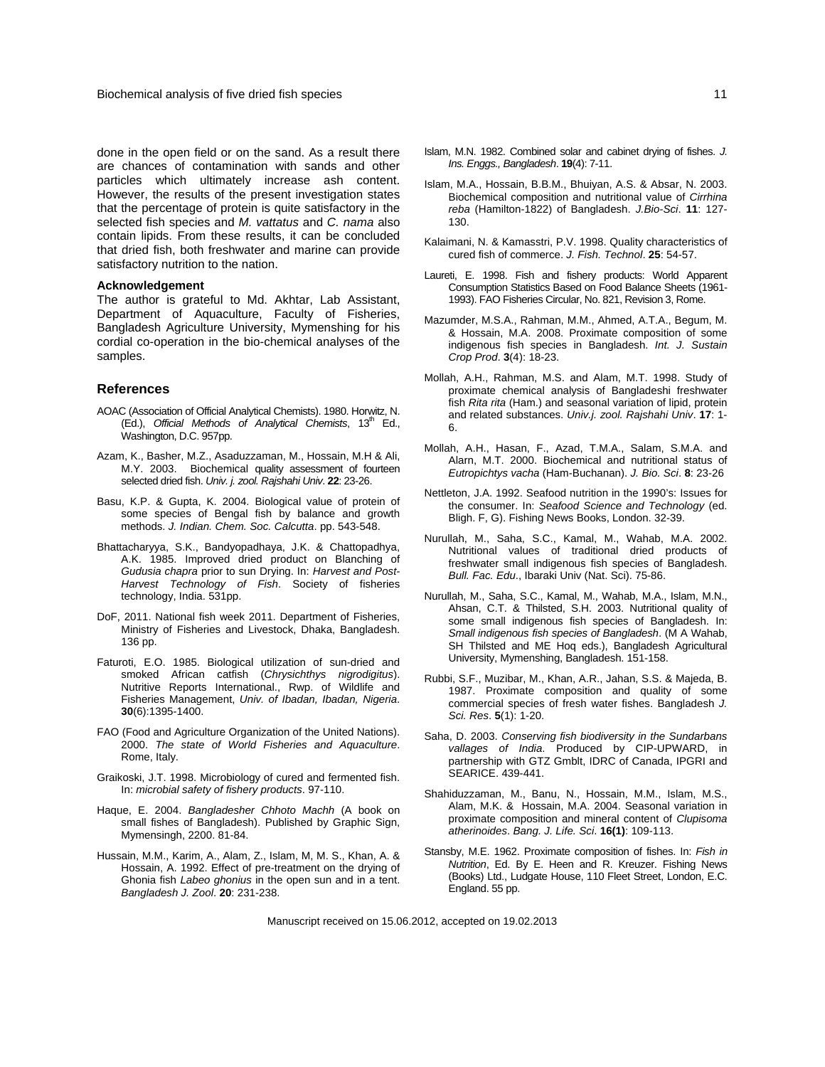done in the open field or on the sand. As a result there are chances of contamination with sands and other particles which ultimately increase ash content. However, the results of the present investigation states that the percentage of protein is quite satisfactory in the selected fish species and *M. vattatus* and *C. nama* also contain lipids. From these results, it can be concluded that dried fish, both freshwater and marine can provide satisfactory nutrition to the nation.

**Acknowledgement**

The author is grateful to Md. Akhtar, Lab Assistant, Department of Aquaculture, Faculty of Fisheries, Bangladesh Agriculture University, Mymenshing for his cordial co-operation in the bio-chemical analyses of the samples.

## References

AOAC (Association of Official Analytical Chemists). 1980. Horwitz, N. (Ed.), *Official Methods of Analytical Chemists*, 13th Ed., Washington, D.C. 957pp.

Azam, K., Basher, M.Z., Asaduzzaman, M., Hossain, M.H & Ali, M.Y. 2003. Biochemical quality assessment of fourteen selected dried fish. *Univ. j. zool. Rajshahi Univ*. **22**: 23-26.

Basu, K.P. & Gupta, K. 2004. Biological value of protein of some species of Bengal fish by balance and growth methods. *J. Indian. Chem. Soc. Calcutta*. pp. 543-548.

Bhattacharyya, S.K., Bandyopadhaya, J.K. & Chattopadhya, A.K. 1985. Improved dried product on Blanching of *Gudusia chapra* prior to sun Drying. In: *Harvest and Post-Harvest Technology of Fish*. Society of fisheries technology, India. 531pp.

DoF, 2011. National fish week 2011. Department of Fisheries, Ministry of Fisheries and Livestock, Dhaka, Bangladesh. 136 pp.

Faturoti, E.O. 1985. Biological utilization of sun-dried and smoked African catfish (*Chrysichthys nigrodigitus*). Nutritive Reports International., Rwp. of Wildlife and Fisheries Management, *Univ. of Ibadan, Ibadan, Nigeria*. **30**(6):1395-1400.

FAO (Food and Agriculture Organization of the United Nations). 2000. *The state of World Fisheries and Aquaculture*. Rome, Italy.

Graikoski, J.T. 1998. Microbiology of cured and fermented fish. In: *microbial safety of fishery products*. 97-110.

Haque, E. 2004. *Bangladesher Chhoto Machh* (A book on small fishes of Bangladesh). Published by Graphic Sign, Mymensingh, 2200. 81-84.

Hussain, M.M., Karim, A., Alam, Z., Islam, M, M. S., Khan, A. & Hossain, A. 1992. Effect of pre-treatment on the drying of Ghonia fish *Labeo ghonius* in the open sun and in a tent. *Bangladesh J. Zool*. **20**: 231-238.

Islam, M.N. 1982. Combined solar and cabinet drying of fishes. *J. Ins. Enggs., Bangladesh*. **19**(4): 7-11.

Islam, M.A., Hossain, B.B.M., Bhuiyan, A.S. & Absar, N. 2003. Biochemical composition and nutritional value of *Cirrhina reba* (Hamilton-1822) of Bangladesh. *J.Bio-Sci*. **11**: 127-130.

Kalaimani, N. & Kamasstri, P.V. 1998. Quality characteristics of cured fish of commerce. *J. Fish. Technol*. **25**: 54-57.

Laureti, E. 1998. Fish and fishery products: World Apparent Consumption Statistics Based on Food Balance Sheets (1961-1993). FAO Fisheries Circular, No. 821, Revision 3, Rome.

Mazumder, M.S.A., Rahman, M.M., Ahmed, A.T.A., Begum, M. & Hossain, M.A. 2008. Proximate composition of some indigenous fish species in Bangladesh. *Int. J. Sustain Crop Prod*. **3**(4): 18-23.

Mollah, A.H., Rahman, M.S. and Alam, M.T. 1998. Study of proximate chemical analysis of Bangladeshi freshwater fish *Rita rita* (Ham.) and seasonal variation of lipid, protein and related substances. *Univ.j. zool. Rajshahi Univ*. **17**: 1-6.

Mollah, A.H., Hasan, F., Azad, T.M.A., Salam, S.M.A. and Alarn, M.T. 2000. Biochemical and nutritional status of *Eutropichtys vacha* (Ham-Buchanan). *J. Bio. Sci*. **8**: 23-26

Nettleton, J.A. 1992. Seafood nutrition in the 1990's: Issues for the consumer. In: *Seafood Science and Technology* (ed. Bligh. F, G). Fishing News Books, London. 32-39.

Nurullah, M., Saha, S.C., Kamal, M., Wahab, M.A. 2002. Nutritional values of traditional dried products of freshwater small indigenous fish species of Bangladesh. *Bull. Fac. Edu*., Ibaraki Univ (Nat. Sci). 75-86.

Nurullah, M., Saha, S.C., Kamal, M., Wahab, M.A., Islam, M.N., Ahsan, C.T. & Thilsted, S.H. 2003. Nutritional quality of some small indigenous fish species of Bangladesh. In: *Small indigenous fish species of Bangladesh*. (M A Wahab, SH Thilsted and ME Hoq eds.), Bangladesh Agricultural University, Mymenshing, Bangladesh. 151-158.

Rubbi, S.F., Muzibar, M., Khan, A.R., Jahan, S.S. & Majeda, B. 1987. Proximate composition and quality of some commercial species of fresh water fishes. Bangladesh *J. Sci. Res*. **5**(1): 1-20.

Saha, D. 2003. *Conserving fish biodiversity in the Sundarbans vallages of India*. Produced by CIP-UPWARD, in partnership with GTZ Gmblt, IDRC of Canada, IPGRI and SEARICE. 439-441.

Shahiduzzaman, M., Banu, N., Hossain, M.M., Islam, M.S., Alam, M.K. & Hossain, M.A. 2004. Seasonal variation in proximate composition and mineral content of *Clupisoma atherinoides*. *Bang. J. Life. Sci*. **16(1)**: 109-113.

Stansby, M.E. 1962. Proximate composition of fishes. In: *Fish in Nutrition*, Ed. By E. Heen and R. Kreuzer. Fishing News (Books) Ltd., Ludgate House, 110 Fleet Street, London, E.C. England. 55 pp.

Manuscript received on 15.06.2012, accepted on 19.02.2013